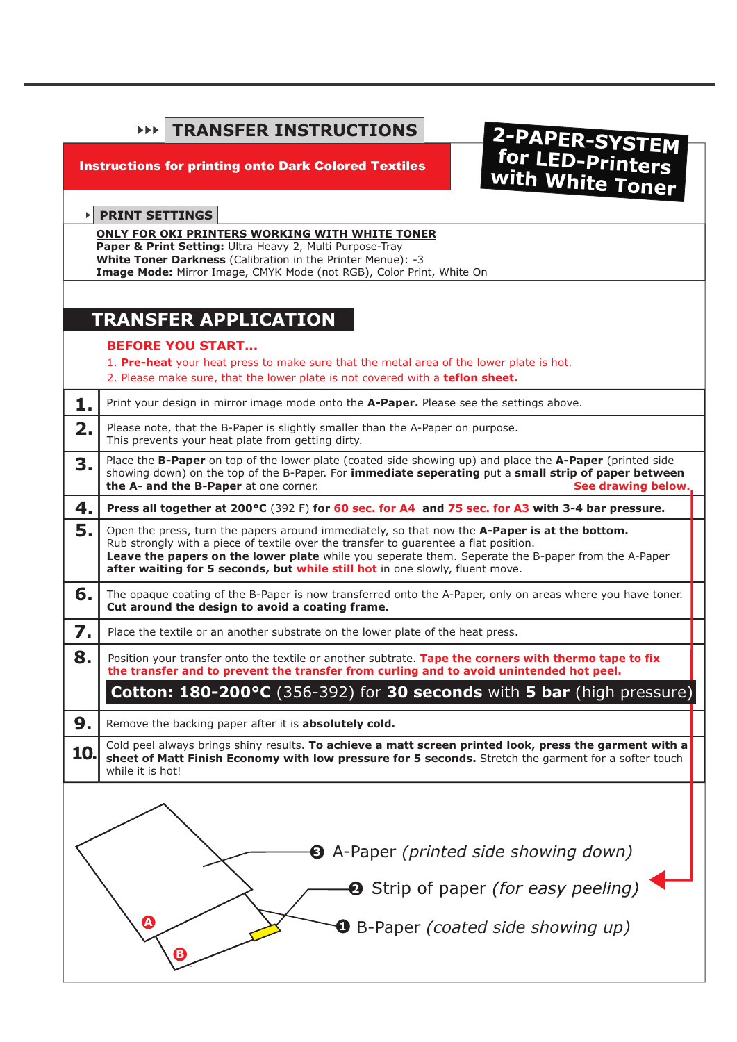# TRANSFER INSTRUCTIONS

**Instructions for printing onto Dark Colored Textiles**

**2-PAPER-SYSTEM for LED-Printers with White Toner**

## PRINT SETTINGS

**ONLY FOR OKI PRINTERS WORKING WITH WHITE TONER**
**Paper & Print Setting:** Ultra Heavy 2, Multi Purpose-Tray
**White Toner Darkness** (Calibration in the Printer Menue): -3
**Image Mode:** Mirror Image, CMYK Mode (not RGB), Color Print, White On

## TRANSFER APPLICATION

### BEFORE YOU START...

1. **Pre-heat** your heat press to make sure that the metal area of the lower plate is hot.
2. Please make sure, that the lower plate is not covered with a **teflon sheet.**

| | |
|---|---|
| **1.** | Print your design in mirror image mode onto the **A-Paper.** Please see the settings above. |
| **2.** | Please note, that the B-Paper is slightly smaller than the A-Paper on purpose. This prevents your heat plate from getting dirty. |
| **3.** | Place the **B-Paper** on top of the lower plate (coated side showing up) and place the **A-Paper** (printed side showing down) on the top of the B-Paper. For **immediate seperating** put a **small strip of paper between the A- and the B-Paper** at one corner. **See drawing below.** |
| **4.** | **Press all together at 200°C** (392 F) **for 60 sec. for A4 and 75 sec. for A3 with 3-4 bar pressure.** |
| **5.** | Open the press, turn the papers around immediately, so that now the **A-Paper is at the bottom.** Rub strongly with a piece of textile over the transfer to guarentee a flat position. **Leave the papers on the lower plate** while you seperate them. Seperate the B-paper from the A-Paper **after waiting for 5 seconds, but while still hot** in one slowly, fluent move. |
| **6.** | The opaque coating of the B-Paper is now transferred onto the A-Paper, only on areas where you have toner. **Cut around the design to avoid a coating frame.** |
| **7.** | Place the textile or an another substrate on the lower plate of the heat press. |
| **8.** | Position your transfer onto the textile or another subtrate. **Tape the corners with thermo tape to fix the transfer and to prevent the transfer from curling and to avoid unintended hot peel.** **Cotton: 180-200°C** (356-392) for **30 seconds** with **5 bar** (high pressure) |
| **9.** | Remove the backing paper after it is **absolutely cold.** |
| **10.** | Cold peel always brings shiny results. **To achieve a matt screen printed look, press the garment with a sheet of Matt Finish Economy with low pressure for 5 seconds.** Stretch the garment for a softer touch while it is hot! |

A
B

3 A-Paper *(printed side showing down)*
2 Strip of paper *(for easy peeling)*
1 B-Paper *(coated side showing up)*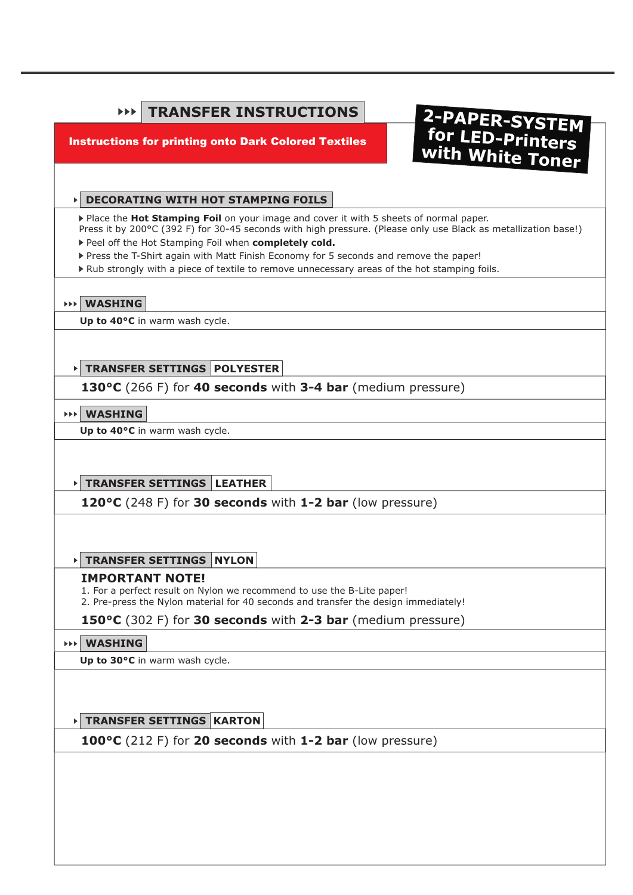## TRANSFER INSTRUCTIONS

**Instructions for printing onto Dark Colored Textiles**

**2-PAPER-SYSTEM for LED-Printers with White Toner**

### DECORATING WITH HOT STAMPING FOILS

- Place the **Hot Stamping Foil** on your image and cover it with 5 sheets of normal paper.
  Press it by 200°C (392 F) for 30-45 seconds with high pressure. (Please only use Black as metallization base!)
- Peel off the Hot Stamping Foil when **completely cold.**
- Press the T-Shirt again with Matt Finish Economy for 5 seconds and remove the paper!
- Rub strongly with a piece of textile to remove unnecessary areas of the hot stamping foils.

### WASHING

**Up to 40°C** in warm wash cycle.

### TRANSFER SETTINGS | POLYESTER

**130°C** (266 F) for **40 seconds** with **3-4 bar** (medium pressure)

### WASHING

**Up to 40°C** in warm wash cycle.

### TRANSFER SETTINGS | LEATHER

**120°C** (248 F) for **30 seconds** with **1-2 bar** (low pressure)

### TRANSFER SETTINGS | NYLON

**IMPORTANT NOTE!**

1. For a perfect result on Nylon we recommend to use the B-Lite paper!
2. Pre-press the Nylon material for 40 seconds and transfer the design immediately!

**150°C** (302 F) for **30 seconds** with **2-3 bar** (medium pressure)

### WASHING

**Up to 30°C** in warm wash cycle.

### TRANSFER SETTINGS | KARTON

**100°C** (212 F) for **20 seconds** with **1-2 bar** (low pressure)